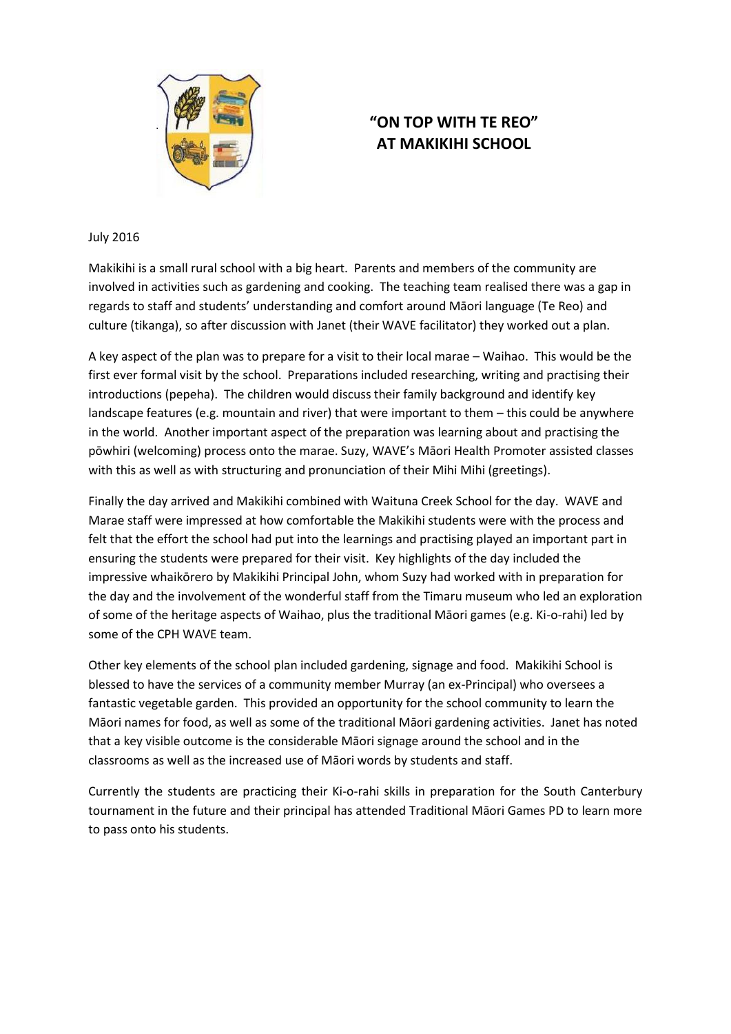# "ON TOP WITH TE REO" AT MAKIKIHI SCHOOL

July 2016

Makikihi is a small rural school with a big heart. Parents and members of the community are involved in activities such as gardening and cooking. The teaching team realised there was a gap in regards to staff and students' understanding and comfort around Māori language (Te Reo) and culture (tikanga), so after discussion with Janet (their WAVE facilitator) they worked out a plan.

A key aspect of the plan was to prepare for a visit to their local marae – Waihao. This would be the first ever formal visit by the school. Preparations included researching, writing and practising their introductions (pepeha). The children would discuss their family background and identify key landscape features (e.g. mountain and river) that were important to them – this could be anywhere in the world. Another important aspect of the preparation was learning about and practising the pōwhiri (welcoming) process onto the marae. Suzy, WAVE's Māori Health Promoter assisted classes with this as well as with structuring and pronunciation of their Mihi Mihi (greetings).

Finally the day arrived and Makikihi combined with Waituna Creek School for the day. WAVE and Marae staff were impressed at how comfortable the Makikihi students were with the process and felt that the effort the school had put into the learnings and practising played an important part in ensuring the students were prepared for their visit. Key highlights of the day included the impressive whaikōrero by Makikihi Principal John, whom Suzy had worked with in preparation for the day and the involvement of the wonderful staff from the Timaru museum who led an exploration of some of the heritage aspects of Waihao, plus the traditional Māori games (e.g. Ki-o-rahi) led by some of the CPH WAVE team.

Other key elements of the school plan included gardening, signage and food. Makikihi School is blessed to have the services of a community member Murray (an ex-Principal) who oversees a fantastic vegetable garden. This provided an opportunity for the school community to learn the Māori names for food, as well as some of the traditional Māori gardening activities. Janet has noted that a key visible outcome is the considerable Māori signage around the school and in the classrooms as well as the increased use of Māori words by students and staff.

Currently the students are practicing their Ki-o-rahi skills in preparation for the South Canterbury tournament in the future and their principal has attended Traditional Māori Games PD to learn more to pass onto his students.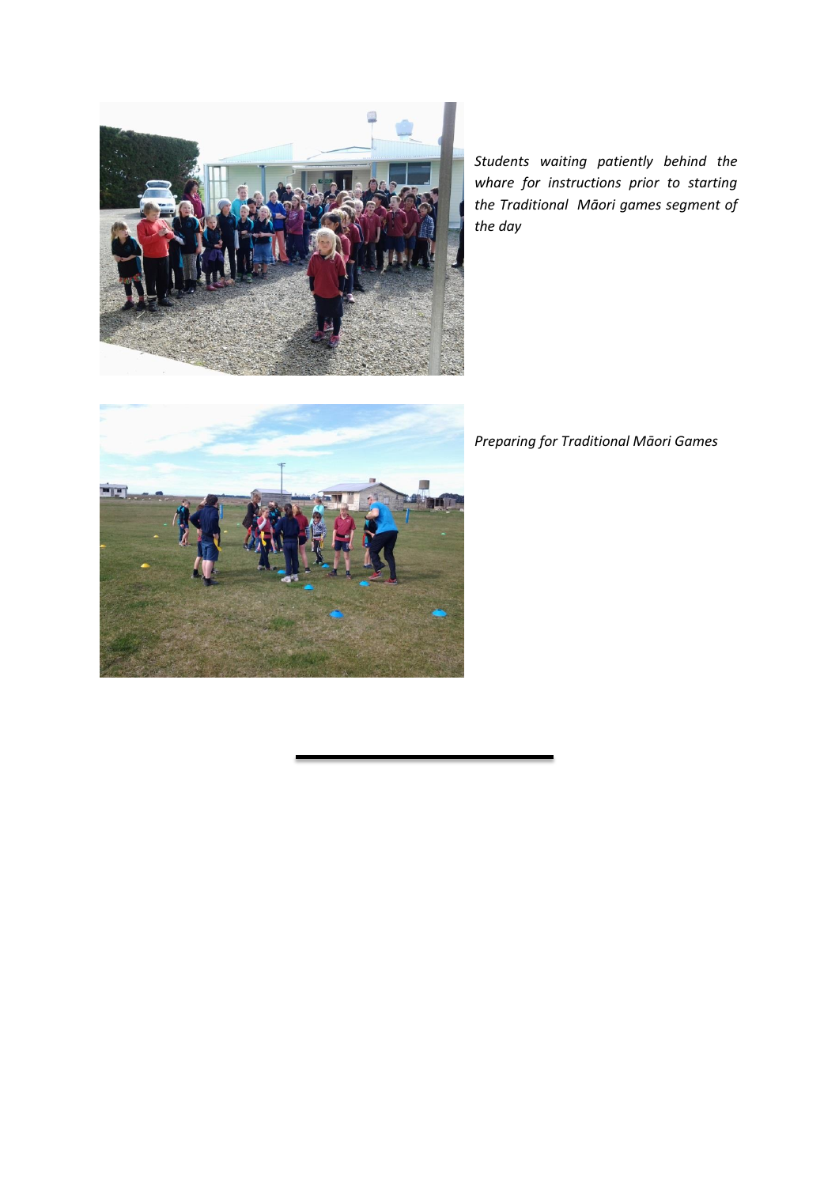*Students waiting patiently behind the whare for instructions prior to starting the Traditional Māori games segment of the day*

*Preparing for Traditional Māori Games*